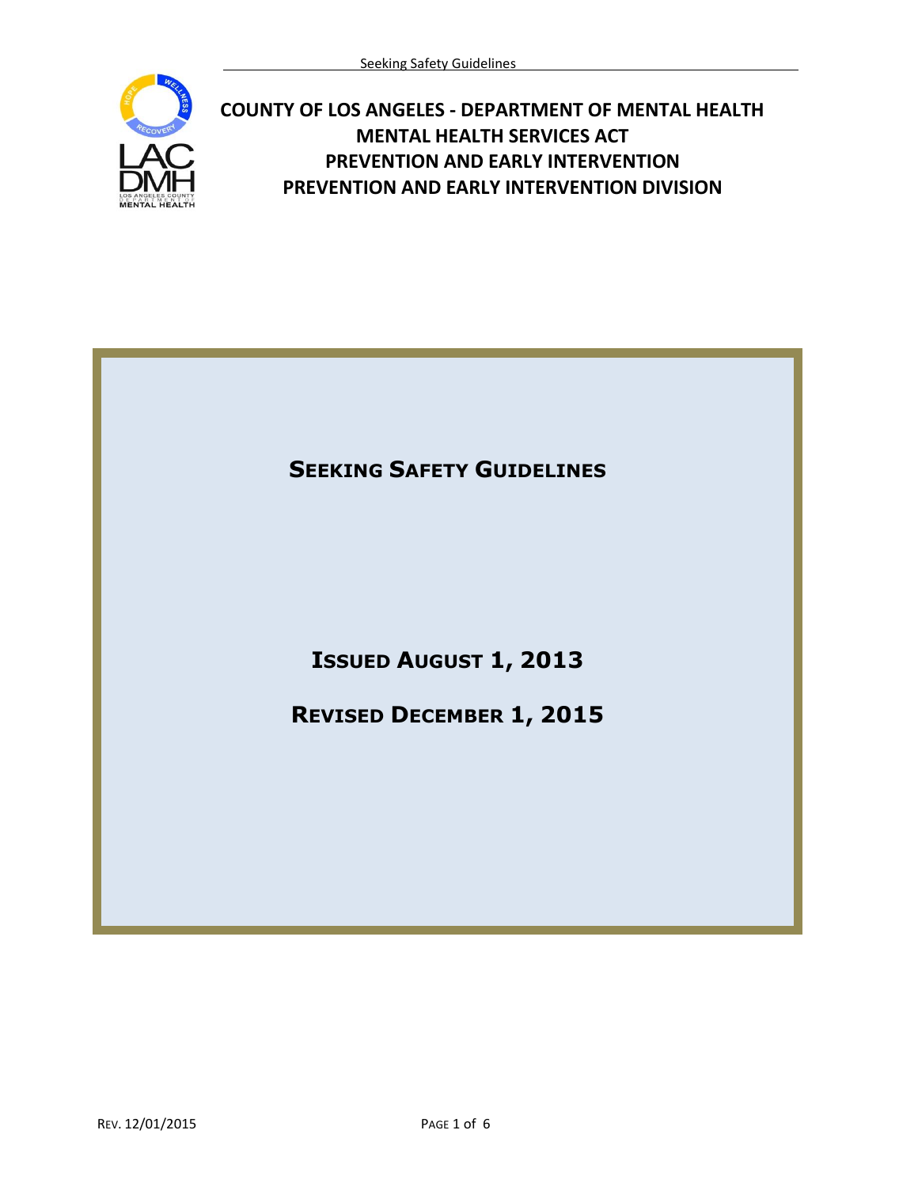# COUNTY OF LOS ANGELES - DEPARTMENT OF MENTAL HEALTH
## MENTAL HEALTH SERVICES ACT
## PREVENTION AND EARLY INTERVENTION
## PREVENTION AND EARLY INTERVENTION DIVISION

# SEEKING SAFETY GUIDELINES

**ISSUED AUGUST 1, 2013**

**REVISED DECEMBER 1, 2015**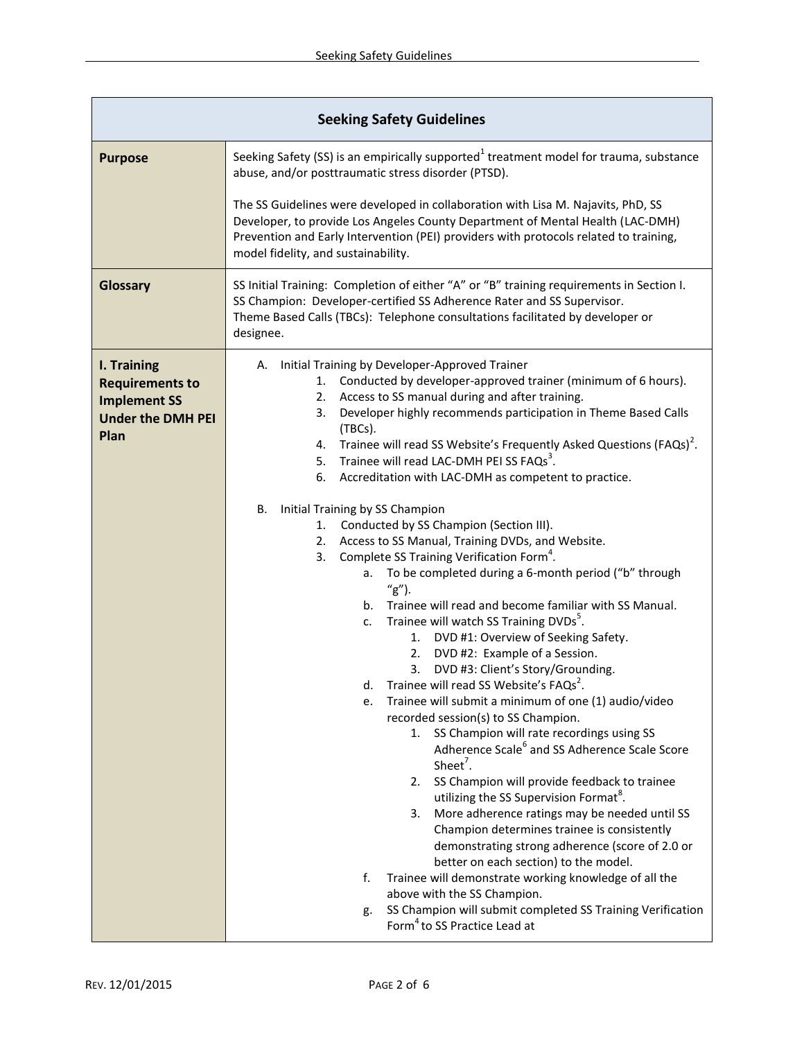| Seeking Safety Guidelines | |
|---|---|
| **Purpose** | Seeking Safety (SS) is an empirically supported[1] treatment model for trauma, substance abuse, and/or posttraumatic stress disorder (PTSD).<br><br>The SS Guidelines were developed in collaboration with Lisa M. Najavits, PhD, SS Developer, to provide Los Angeles County Department of Mental Health (LAC-DMH) Prevention and Early Intervention (PEI) providers with protocols related to training, model fidelity, and sustainability. |
| **Glossary** | SS Initial Training: Completion of either "A" or "B" training requirements in Section I.<br>SS Champion: Developer-certified SS Adherence Rater and SS Supervisor.<br>Theme Based Calls (TBCs): Telephone consultations facilitated by developer or designee. |
| **I. Training Requirements to Implement SS Under the DMH PEI Plan** | A. Initial Training by Developer-Approved Trainer<br>&nbsp;&nbsp;1. Conducted by developer-approved trainer (minimum of 6 hours).<br>&nbsp;&nbsp;2. Access to SS manual during and after training.<br>&nbsp;&nbsp;3. Developer highly recommends participation in Theme Based Calls (TBCs).<br>&nbsp;&nbsp;4. Trainee will read SS Website's Frequently Asked Questions (FAQs)[2].<br>&nbsp;&nbsp;5. Trainee will read LAC-DMH PEI SS FAQs[3].<br>&nbsp;&nbsp;6. Accreditation with LAC-DMH as competent to practice.<br><br>B. Initial Training by SS Champion<br>&nbsp;&nbsp;1. Conducted by SS Champion (Section III).<br>&nbsp;&nbsp;2. Access to SS Manual, Training DVDs, and Website.<br>&nbsp;&nbsp;3. Complete SS Training Verification Form[4].<br>&nbsp;&nbsp;&nbsp;&nbsp;a. To be completed during a 6-month period ("b" through "g").<br>&nbsp;&nbsp;&nbsp;&nbsp;b. Trainee will read and become familiar with SS Manual.<br>&nbsp;&nbsp;&nbsp;&nbsp;c. Trainee will watch SS Training DVDs[5].<br>&nbsp;&nbsp;&nbsp;&nbsp;&nbsp;&nbsp;1. DVD #1: Overview of Seeking Safety.<br>&nbsp;&nbsp;&nbsp;&nbsp;&nbsp;&nbsp;2. DVD #2: Example of a Session.<br>&nbsp;&nbsp;&nbsp;&nbsp;&nbsp;&nbsp;3. DVD #3: Client's Story/Grounding.<br>&nbsp;&nbsp;&nbsp;&nbsp;d. Trainee will read SS Website's FAQs[2].<br>&nbsp;&nbsp;&nbsp;&nbsp;e. Trainee will submit a minimum of one (1) audio/video recorded session(s) to SS Champion.<br>&nbsp;&nbsp;&nbsp;&nbsp;&nbsp;&nbsp;1. SS Champion will rate recordings using SS Adherence Scale[6] and SS Adherence Scale Score Sheet[7].<br>&nbsp;&nbsp;&nbsp;&nbsp;&nbsp;&nbsp;2. SS Champion will provide feedback to trainee utilizing the SS Supervision Format[8].<br>&nbsp;&nbsp;&nbsp;&nbsp;&nbsp;&nbsp;3. More adherence ratings may be needed until SS Champion determines trainee is consistently demonstrating strong adherence (score of 2.0 or better on each section) to the model.<br>&nbsp;&nbsp;&nbsp;&nbsp;f. Trainee will demonstrate working knowledge of all the above with the SS Champion.<br>&nbsp;&nbsp;&nbsp;&nbsp;g. SS Champion will submit completed SS Training Verification Form[4] to SS Practice Lead at |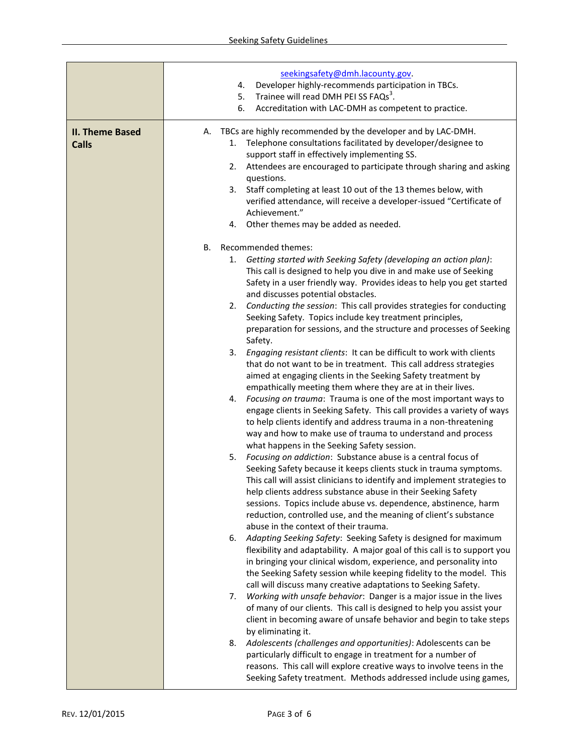| | |
|---|---|
| | seekingsafety@dmh.lacounty.gov.<br>4. Developer highly-recommends participation in TBCs.<br>5. Trainee will read DMH PEI SS FAQs[3].<br>6. Accreditation with LAC-DMH as competent to practice. |
| **II. Theme Based Calls** | A. TBCs are highly recommended by the developer and by LAC-DMH.<br>1. Telephone consultations facilitated by developer/designee to support staff in effectively implementing SS.<br>2. Attendees are encouraged to participate through sharing and asking questions.<br>3. Staff completing at least 10 out of the 13 themes below, with verified attendance, will receive a developer-issued "Certificate of Achievement."<br>4. Other themes may be added as needed.<br><br>B. Recommended themes:<br>1. *Getting started with Seeking Safety (developing an action plan)*: This call is designed to help you dive in and make use of Seeking Safety in a user friendly way. Provides ideas to help you get started and discusses potential obstacles.<br>2. *Conducting the session*: This call provides strategies for conducting Seeking Safety. Topics include key treatment principles, preparation for sessions, and the structure and processes of Seeking Safety.<br>3. *Engaging resistant clients*: It can be difficult to work with clients that do not want to be in treatment. This call address strategies aimed at engaging clients in the Seeking Safety treatment by empathically meeting them where they are at in their lives.<br>4. *Focusing on trauma*: Trauma is one of the most important ways to engage clients in Seeking Safety. This call provides a variety of ways to help clients identify and address trauma in a non-threatening way and how to make use of trauma to understand and process what happens in the Seeking Safety session.<br>5. *Focusing on addiction*: Substance abuse is a central focus of Seeking Safety because it keeps clients stuck in trauma symptoms. This call will assist clinicians to identify and implement strategies to help clients address substance abuse in their Seeking Safety sessions. Topics include abuse vs. dependence, abstinence, harm reduction, controlled use, and the meaning of client's substance abuse in the context of their trauma.<br>6. *Adapting Seeking Safety*: Seeking Safety is designed for maximum flexibility and adaptability. A major goal of this call is to support you in bringing your clinical wisdom, experience, and personality into the Seeking Safety session while keeping fidelity to the model. This call will discuss many creative adaptations to Seeking Safety.<br>7. *Working with unsafe behavior*: Danger is a major issue in the lives of many of our clients. This call is designed to help you assist your client in becoming aware of unsafe behavior and begin to take steps by eliminating it.<br>8. *Adolescents (challenges and opportunities)*: Adolescents can be particularly difficult to engage in treatment for a number of reasons. This call will explore creative ways to involve teens in the Seeking Safety treatment. Methods addressed include using games, |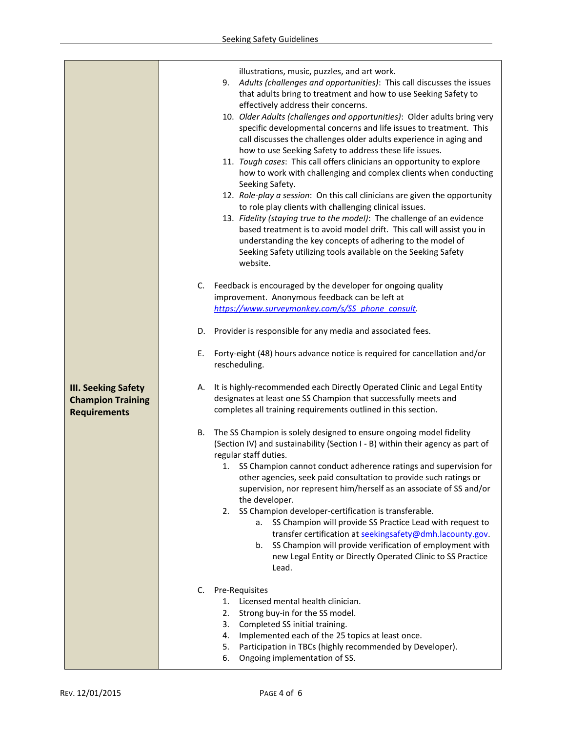| | |
|---|---|
| | illustrations, music, puzzles, and art work.<br>9. *Adults (challenges and opportunities)*: This call discusses the issues that adults bring to treatment and how to use Seeking Safety to effectively address their concerns.<br>10. *Older Adults (challenges and opportunities)*: Older adults bring very specific developmental concerns and life issues to treatment. This call discusses the challenges older adults experience in aging and how to use Seeking Safety to address these life issues.<br>11. *Tough cases*: This call offers clinicians an opportunity to explore how to work with challenging and complex clients when conducting Seeking Safety.<br>12. *Role-play a session*: On this call clinicians are given the opportunity to role play clients with challenging clinical issues.<br>13. *Fidelity (staying true to the model)*: The challenge of an evidence based treatment is to avoid model drift. This call will assist you in understanding the key concepts of adhering to the model of Seeking Safety utilizing tools available on the Seeking Safety website.<br><br>C. Feedback is encouraged by the developer for ongoing quality improvement. Anonymous feedback can be left at *https://www.surveymonkey.com/s/SS_phone_consult*.<br><br>D. Provider is responsible for any media and associated fees.<br><br>E. Forty-eight (48) hours advance notice is required for cancellation and/or rescheduling. |
| **III. Seeking Safety Champion Training Requirements** | A. It is highly-recommended each Directly Operated Clinic and Legal Entity designates at least one SS Champion that successfully meets and completes all training requirements outlined in this section.<br><br>B. The SS Champion is solely designed to ensure ongoing model fidelity (Section IV) and sustainability (Section I - B) within their agency as part of regular staff duties.<br>1. SS Champion cannot conduct adherence ratings and supervision for other agencies, seek paid consultation to provide such ratings or supervision, nor represent him/herself as an associate of SS and/or the developer.<br>2. SS Champion developer-certification is transferable.<br>a. SS Champion will provide SS Practice Lead with request to transfer certification at seekingsafety@dmh.lacounty.gov.<br>b. SS Champion will provide verification of employment with new Legal Entity or Directly Operated Clinic to SS Practice Lead.<br><br>C. Pre-Requisites<br>1. Licensed mental health clinician.<br>2. Strong buy-in for the SS model.<br>3. Completed SS initial training.<br>4. Implemented each of the 25 topics at least once.<br>5. Participation in TBCs (highly recommended by Developer).<br>6. Ongoing implementation of SS. |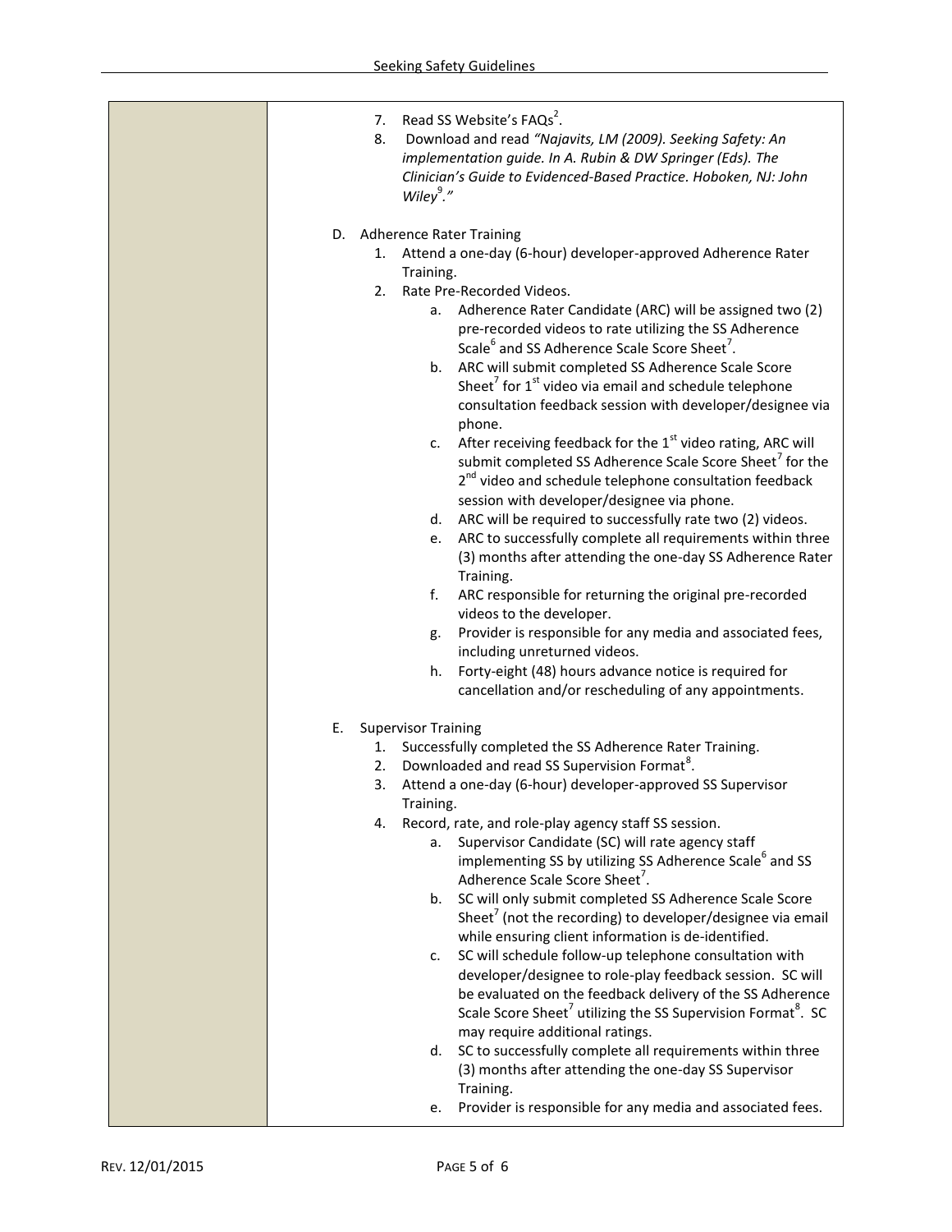7. Read SS Website's FAQs[2].
8. Download and read *"Najavits, LM (2009). Seeking Safety: An implementation guide. In A. Rubin & DW Springer (Eds). The Clinician's Guide to Evidenced-Based Practice. Hoboken, NJ: John Wiley[9]."*

D. Adherence Rater Training
   1. Attend a one-day (6-hour) developer-approved Adherence Rater Training.
   2. Rate Pre-Recorded Videos.
      a. Adherence Rater Candidate (ARC) will be assigned two (2) pre-recorded videos to rate utilizing the SS Adherence Scale[6] and SS Adherence Scale Score Sheet[7].
      b. ARC will submit completed SS Adherence Scale Score Sheet[7] for 1st video via email and schedule telephone consultation feedback session with developer/designee via phone.
      c. After receiving feedback for the 1st video rating, ARC will submit completed SS Adherence Scale Score Sheet[7] for the 2nd video and schedule telephone consultation feedback session with developer/designee via phone.
      d. ARC will be required to successfully rate two (2) videos.
      e. ARC to successfully complete all requirements within three (3) months after attending the one-day SS Adherence Rater Training.
      f. ARC responsible for returning the original pre-recorded videos to the developer.
      g. Provider is responsible for any media and associated fees, including unreturned videos.
      h. Forty-eight (48) hours advance notice is required for cancellation and/or rescheduling of any appointments.

E. Supervisor Training
   1. Successfully completed the SS Adherence Rater Training.
   2. Downloaded and read SS Supervision Format[8].
   3. Attend a one-day (6-hour) developer-approved SS Supervisor Training.
   4. Record, rate, and role-play agency staff SS session.
      a. Supervisor Candidate (SC) will rate agency staff implementing SS by utilizing SS Adherence Scale[6] and SS Adherence Scale Score Sheet[7].
      b. SC will only submit completed SS Adherence Scale Score Sheet[7] (not the recording) to developer/designee via email while ensuring client information is de-identified.
      c. SC will schedule follow-up telephone consultation with developer/designee to role-play feedback session. SC will be evaluated on the feedback delivery of the SS Adherence Scale Score Sheet[7] utilizing the SS Supervision Format[8]. SC may require additional ratings.
      d. SC to successfully complete all requirements within three (3) months after attending the one-day SS Supervisor Training.
      e. Provider is responsible for any media and associated fees.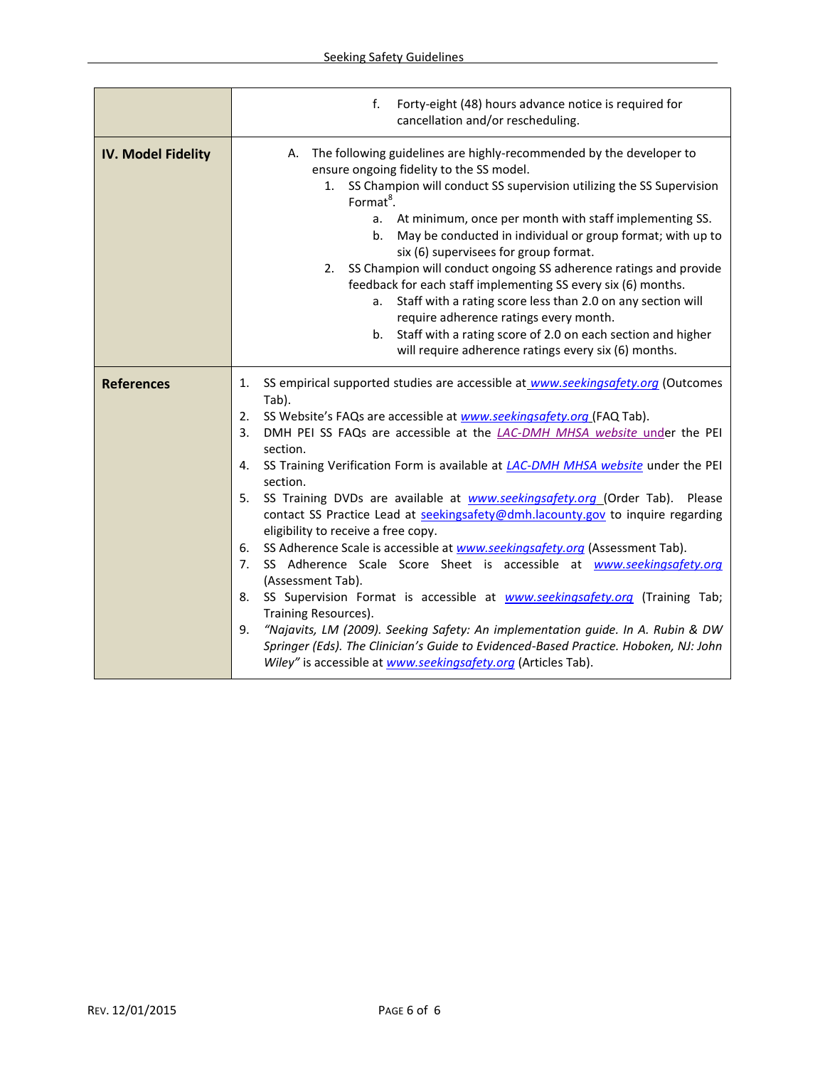| | |
|---|---|
| | f. Forty-eight (48) hours advance notice is required for cancellation and/or rescheduling. |
| **IV. Model Fidelity** | A. The following guidelines are highly-recommended by the developer to ensure ongoing fidelity to the SS model.<br>1. SS Champion will conduct SS supervision utilizing the SS Supervision Format[8].<br>a. At minimum, once per month with staff implementing SS.<br>b. May be conducted in individual or group format; with up to six (6) supervisees for group format.<br>2. SS Champion will conduct ongoing SS adherence ratings and provide feedback for each staff implementing SS every six (6) months.<br>a. Staff with a rating score less than 2.0 on any section will require adherence ratings every month.<br>b. Staff with a rating score of 2.0 on each section and higher will require adherence ratings every six (6) months. |
| **References** | 1. SS empirical supported studies are accessible at *www.seekingsafety.org* (Outcomes Tab).<br>2. SS Website's FAQs are accessible at *www.seekingsafety.org* (FAQ Tab).<br>3. DMH PEI SS FAQs are accessible at the *LAC-DMH MHSA website* under the PEI section.<br>4. SS Training Verification Form is available at *LAC-DMH MHSA website* under the PEI section.<br>5. SS Training DVDs are available at *www.seekingsafety.org* (Order Tab). Please contact SS Practice Lead at seekingsafety@dmh.lacounty.gov to inquire regarding eligibility to receive a free copy.<br>6. SS Adherence Scale is accessible at *www.seekingsafety.org* (Assessment Tab).<br>7. SS Adherence Scale Score Sheet is accessible at *www.seekingsafety.org* (Assessment Tab).<br>8. SS Supervision Format is accessible at *www.seekingsafety.org* (Training Tab; Training Resources).<br>9. *"Najavits, LM (2009). Seeking Safety: An implementation guide. In A. Rubin & DW Springer (Eds). The Clinician's Guide to Evidenced-Based Practice. Hoboken, NJ: John Wiley"* is accessible at *www.seekingsafety.org* (Articles Tab). |